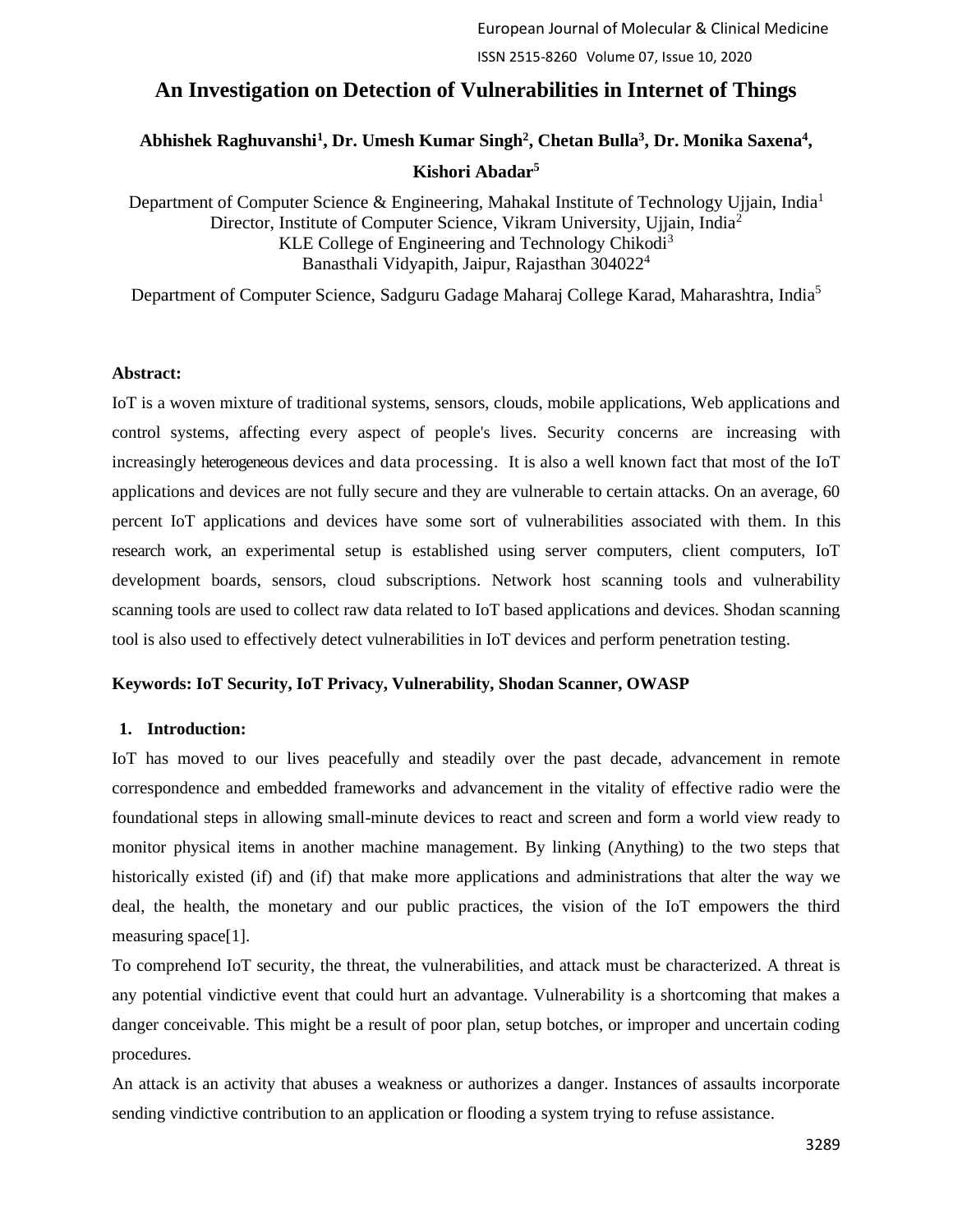// An Investigation on Detection of Vulnerabilities in Internet of Things

**Abhishek Raghuvanshi[1], Dr. Umesh Kumar Singh[2], Chetan Bulla[3], Dr. Monika Saxena[4], Kishori Abadar[5]**

Department of Computer Science & Engineering, Mahakal Institute of Technology Ujjain, India[1]
Director, Institute of Computer Science, Vikram University, Ujjain, India[2]
KLE College of Engineering and Technology Chikodi[3]
Banasthali Vidyapith, Jaipur, Rajasthan 304022[4]

Department of Computer Science, Sadguru Gadage Maharaj College Karad, Maharashtra, India[5]

**Abstract:**

IoT is a woven mixture of traditional systems, sensors, clouds, mobile applications, Web applications and control systems, affecting every aspect of people's lives. Security concerns are increasing with increasingly heterogeneous devices and data processing. It is also a well known fact that most of the IoT applications and devices are not fully secure and they are vulnerable to certain attacks. On an average, 60 percent IoT applications and devices have some sort of vulnerabilities associated with them. In this research work, an experimental setup is established using server computers, client computers, IoT development boards, sensors, cloud subscriptions. Network host scanning tools and vulnerability scanning tools are used to collect raw data related to IoT based applications and devices. Shodan scanning tool is also used to effectively detect vulnerabilities in IoT devices and perform penetration testing.

**Keywords: IoT Security, IoT Privacy, Vulnerability, Shodan Scanner, OWASP**

## 1. Introduction:

IoT has moved to our lives peacefully and steadily over the past decade, advancement in remote correspondence and embedded frameworks and advancement in the vitality of effective radio were the foundational steps in allowing small-minute devices to react and screen and form a world view ready to monitor physical items in another machine management. By linking (Anything) to the two steps that historically existed (if) and (if) that make more applications and administrations that alter the way we deal, the health, the monetary and our public practices, the vision of the IoT empowers the third measuring space[1].

To comprehend IoT security, the threat, the vulnerabilities, and attack must be characterized. A threat is any potential vindictive event that could hurt an advantage. Vulnerability is a shortcoming that makes a danger conceivable. This might be a result of poor plan, setup botches, or improper and uncertain coding procedures.

An attack is an activity that abuses a weakness or authorizes a danger. Instances of assaults incorporate sending vindictive contribution to an application or flooding a system trying to refuse assistance.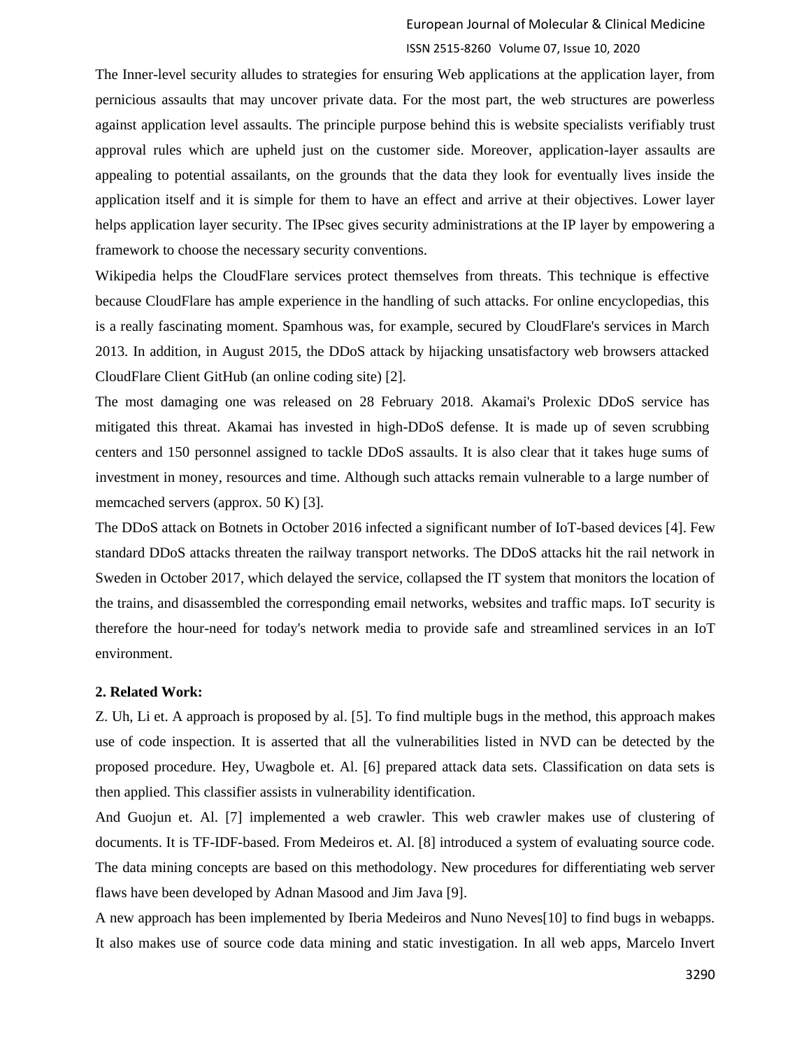The Inner-level security alludes to strategies for ensuring Web applications at the application layer, from pernicious assaults that may uncover private data. For the most part, the web structures are powerless against application level assaults. The principle purpose behind this is website specialists verifiably trust approval rules which are upheld just on the customer side. Moreover, application-layer assaults are appealing to potential assailants, on the grounds that the data they look for eventually lives inside the application itself and it is simple for them to have an effect and arrive at their objectives. Lower layer helps application layer security. The IPsec gives security administrations at the IP layer by empowering a framework to choose the necessary security conventions.

Wikipedia helps the CloudFlare services protect themselves from threats. This technique is effective because CloudFlare has ample experience in the handling of such attacks. For online encyclopedias, this is a really fascinating moment. Spamhous was, for example, secured by CloudFlare's services in March 2013. In addition, in August 2015, the DDoS attack by hijacking unsatisfactory web browsers attacked CloudFlare Client GitHub (an online coding site) [2].

The most damaging one was released on 28 February 2018. Akamai's Prolexic DDoS service has mitigated this threat. Akamai has invested in high-DDoS defense. It is made up of seven scrubbing centers and 150 personnel assigned to tackle DDoS assaults. It is also clear that it takes huge sums of investment in money, resources and time. Although such attacks remain vulnerable to a large number of memcached servers (approx. 50 K) [3].

The DDoS attack on Botnets in October 2016 infected a significant number of IoT-based devices [4]. Few standard DDoS attacks threaten the railway transport networks. The DDoS attacks hit the rail network in Sweden in October 2017, which delayed the service, collapsed the IT system that monitors the location of the trains, and disassembled the corresponding email networks, websites and traffic maps. IoT security is therefore the hour-need for today's network media to provide safe and streamlined services in an IoT environment.

**2. Related Work:**

Z. Uh, Li et. A approach is proposed by al. [5]. To find multiple bugs in the method, this approach makes use of code inspection. It is asserted that all the vulnerabilities listed in NVD can be detected by the proposed procedure. Hey, Uwagbole et. Al. [6] prepared attack data sets. Classification on data sets is then applied. This classifier assists in vulnerability identification.

And Guojun et. Al. [7] implemented a web crawler. This web crawler makes use of clustering of documents. It is TF-IDF-based. From Medeiros et. Al. [8] introduced a system of evaluating source code. The data mining concepts are based on this methodology. New procedures for differentiating web server flaws have been developed by Adnan Masood and Jim Java [9].

A new approach has been implemented by Iberia Medeiros and Nuno Neves[10] to find bugs in webapps. It also makes use of source code data mining and static investigation. In all web apps, Marcelo Invert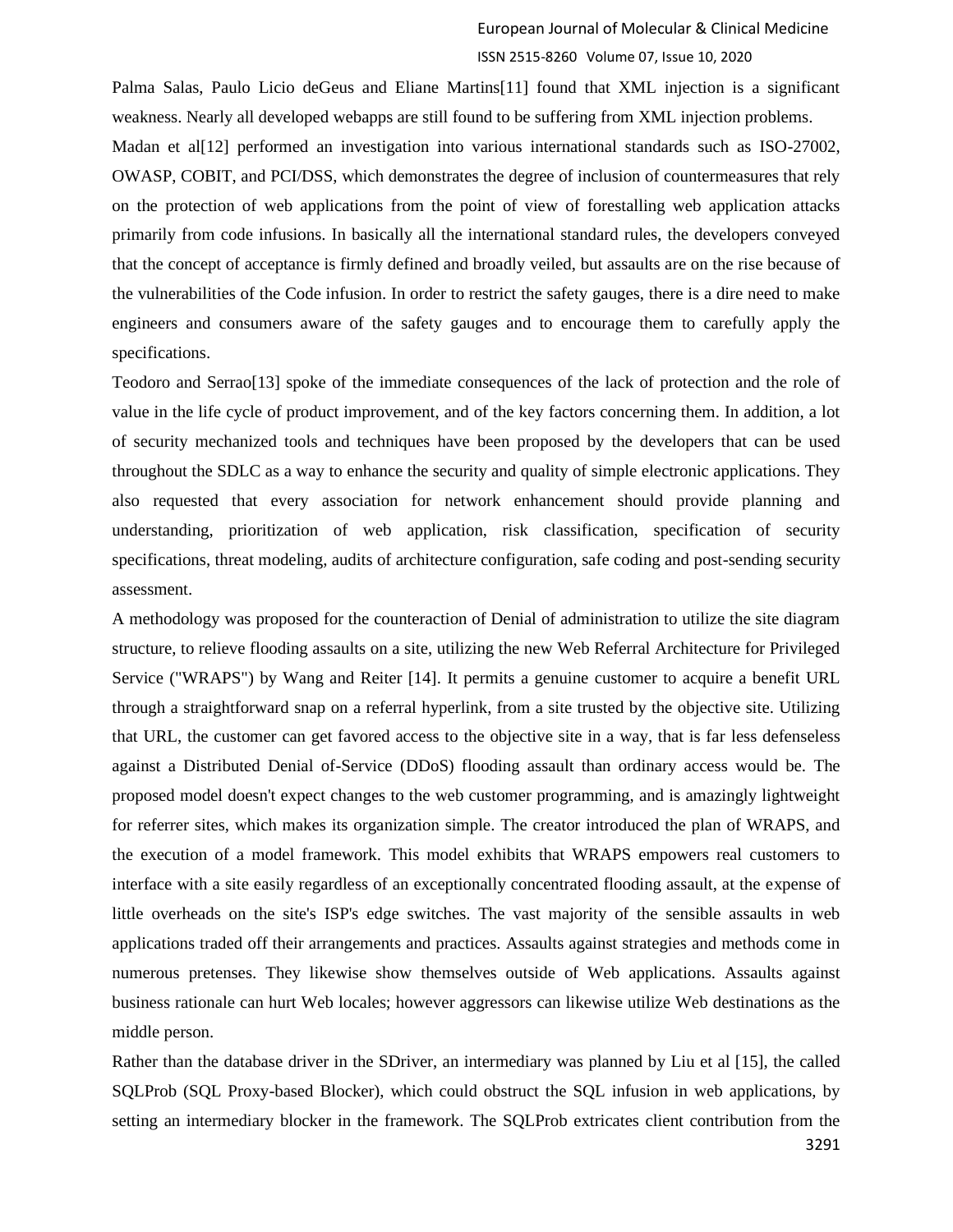Palma Salas, Paulo Licio deGeus and Eliane Martins[11] found that XML injection is a significant weakness. Nearly all developed webapps are still found to be suffering from XML injection problems.

Madan et al[12] performed an investigation into various international standards such as ISO-27002, OWASP, COBIT, and PCI/DSS, which demonstrates the degree of inclusion of countermeasures that rely on the protection of web applications from the point of view of forestalling web application attacks primarily from code infusions. In basically all the international standard rules, the developers conveyed that the concept of acceptance is firmly defined and broadly veiled, but assaults are on the rise because of the vulnerabilities of the Code infusion. In order to restrict the safety gauges, there is a dire need to make engineers and consumers aware of the safety gauges and to encourage them to carefully apply the specifications.

Teodoro and Serrao[13] spoke of the immediate consequences of the lack of protection and the role of value in the life cycle of product improvement, and of the key factors concerning them. In addition, a lot of security mechanized tools and techniques have been proposed by the developers that can be used throughout the SDLC as a way to enhance the security and quality of simple electronic applications. They also requested that every association for network enhancement should provide planning and understanding, prioritization of web application, risk classification, specification of security specifications, threat modeling, audits of architecture configuration, safe coding and post-sending security assessment.

A methodology was proposed for the counteraction of Denial of administration to utilize the site diagram structure, to relieve flooding assaults on a site, utilizing the new Web Referral Architecture for Privileged Service ("WRAPS") by Wang and Reiter [14]. It permits a genuine customer to acquire a benefit URL through a straightforward snap on a referral hyperlink, from a site trusted by the objective site. Utilizing that URL, the customer can get favored access to the objective site in a way, that is far less defenseless against a Distributed Denial of-Service (DDoS) flooding assault than ordinary access would be. The proposed model doesn't expect changes to the web customer programming, and is amazingly lightweight for referrer sites, which makes its organization simple. The creator introduced the plan of WRAPS, and the execution of a model framework. This model exhibits that WRAPS empowers real customers to interface with a site easily regardless of an exceptionally concentrated flooding assault, at the expense of little overheads on the site's ISP's edge switches. The vast majority of the sensible assaults in web applications traded off their arrangements and practices. Assaults against strategies and methods come in numerous pretenses. They likewise show themselves outside of Web applications. Assaults against business rationale can hurt Web locales; however aggressors can likewise utilize Web destinations as the middle person.

Rather than the database driver in the SDriver, an intermediary was planned by Liu et al [15], the called SQLProb (SQL Proxy-based Blocker), which could obstruct the SQL infusion in web applications, by setting an intermediary blocker in the framework. The SQLProb extricates client contribution from the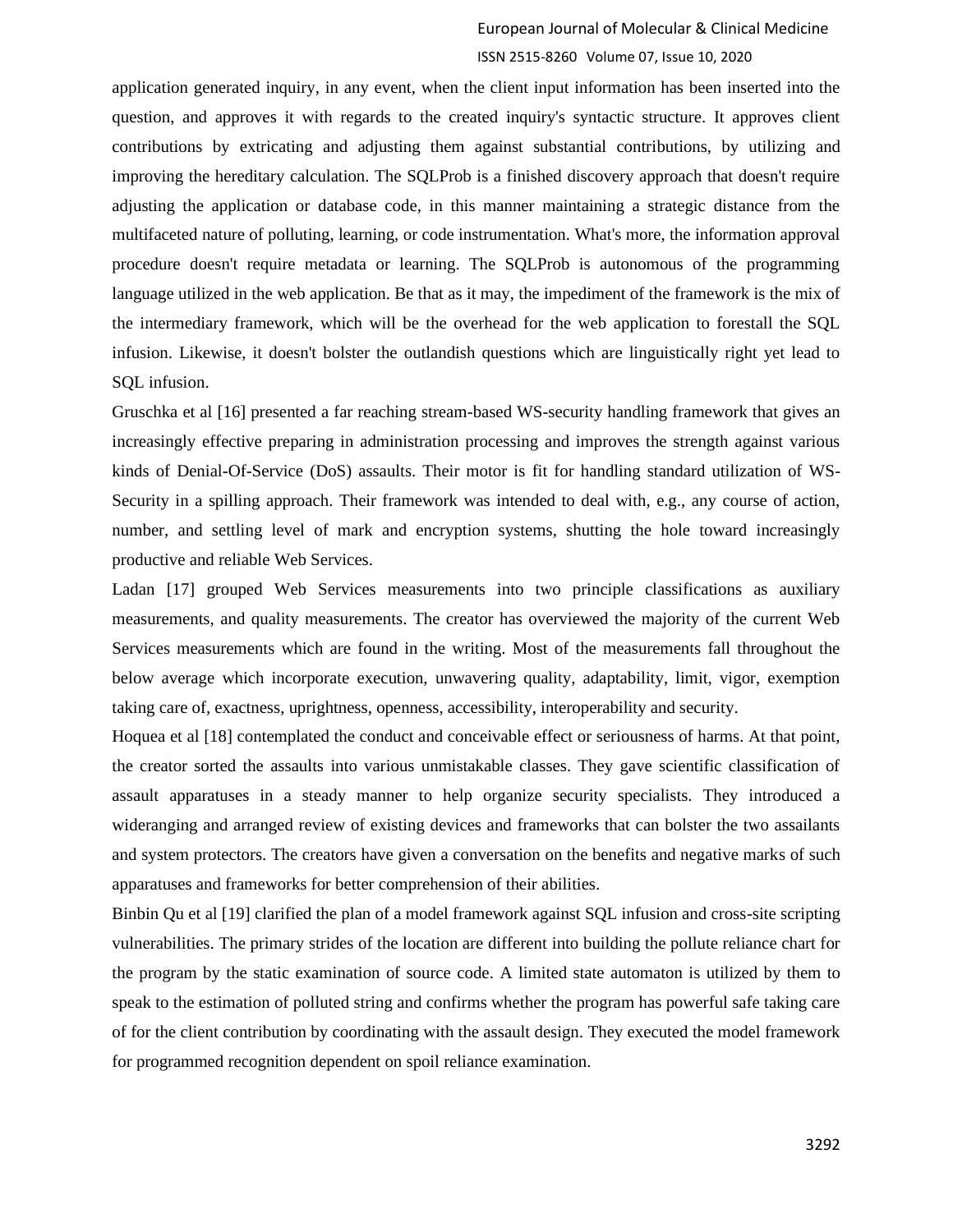application generated inquiry, in any event, when the client input information has been inserted into the question, and approves it with regards to the created inquiry's syntactic structure. It approves client contributions by extricating and adjusting them against substantial contributions, by utilizing and improving the hereditary calculation. The SQLProb is a finished discovery approach that doesn't require adjusting the application or database code, in this manner maintaining a strategic distance from the multifaceted nature of polluting, learning, or code instrumentation. What's more, the information approval procedure doesn't require metadata or learning. The SQLProb is autonomous of the programming language utilized in the web application. Be that as it may, the impediment of the framework is the mix of the intermediary framework, which will be the overhead for the web application to forestall the SQL infusion. Likewise, it doesn't bolster the outlandish questions which are linguistically right yet lead to SQL infusion.

Gruschka et al [16] presented a far reaching stream-based WS-security handling framework that gives an increasingly effective preparing in administration processing and improves the strength against various kinds of Denial-Of-Service (DoS) assaults. Their motor is fit for handling standard utilization of WS-Security in a spilling approach. Their framework was intended to deal with, e.g., any course of action, number, and settling level of mark and encryption systems, shutting the hole toward increasingly productive and reliable Web Services.

Ladan [17] grouped Web Services measurements into two principle classifications as auxiliary measurements, and quality measurements. The creator has overviewed the majority of the current Web Services measurements which are found in the writing. Most of the measurements fall throughout the below average which incorporate execution, unwavering quality, adaptability, limit, vigor, exemption taking care of, exactness, uprightness, openness, accessibility, interoperability and security.

Hoquea et al [18] contemplated the conduct and conceivable effect or seriousness of harms. At that point, the creator sorted the assaults into various unmistakable classes. They gave scientific classification of assault apparatuses in a steady manner to help organize security specialists. They introduced a wideranging and arranged review of existing devices and frameworks that can bolster the two assailants and system protectors. The creators have given a conversation on the benefits and negative marks of such apparatuses and frameworks for better comprehension of their abilities.

Binbin Qu et al [19] clarified the plan of a model framework against SQL infusion and cross-site scripting vulnerabilities. The primary strides of the location are different into building the pollute reliance chart for the program by the static examination of source code. A limited state automaton is utilized by them to speak to the estimation of polluted string and confirms whether the program has powerful safe taking care of for the client contribution by coordinating with the assault design. They executed the model framework for programmed recognition dependent on spoil reliance examination.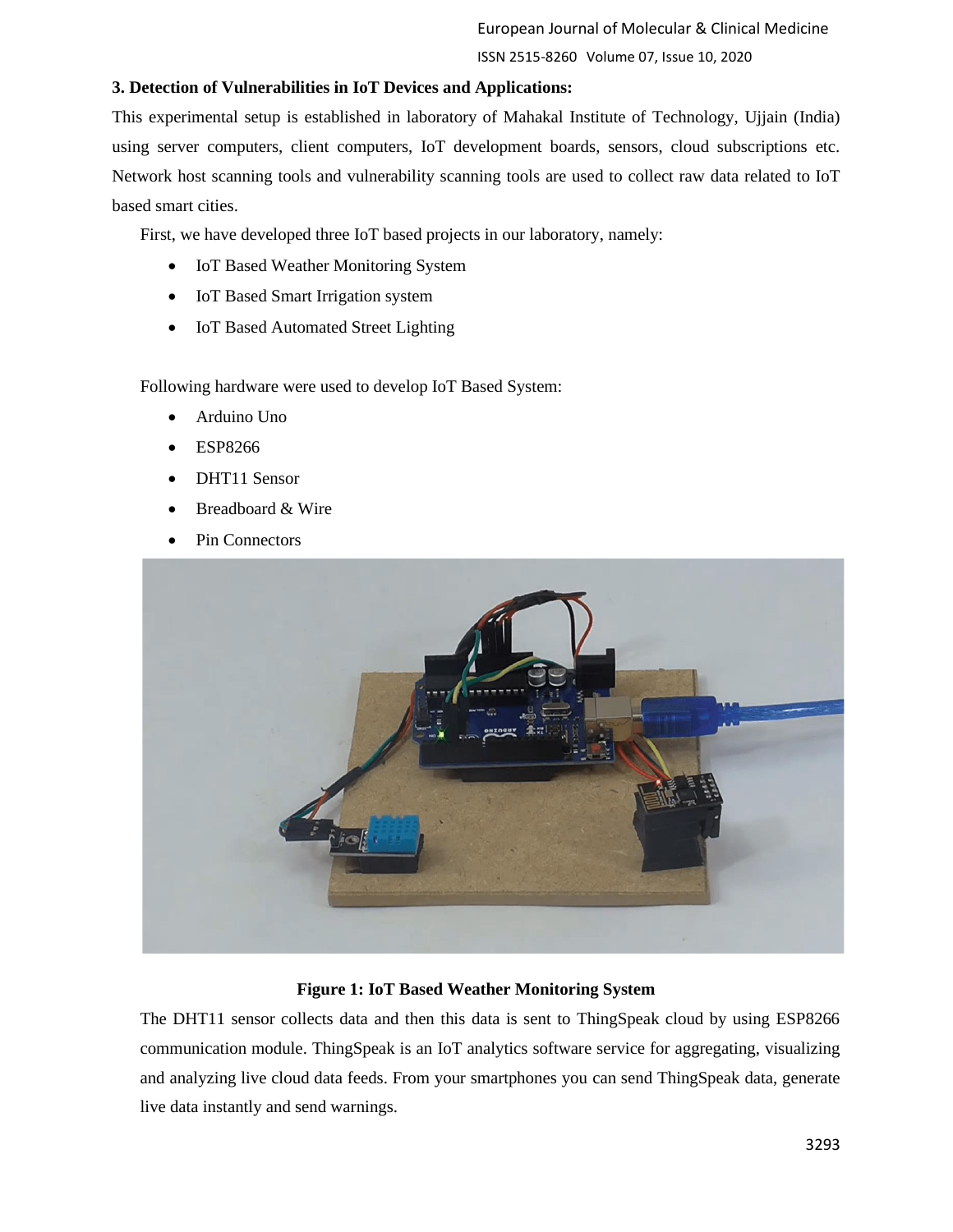### 3. Detection of Vulnerabilities in IoT Devices and Applications:

This experimental setup is established in laboratory of Mahakal Institute of Technology, Ujjain (India) using server computers, client computers, IoT development boards, sensors, cloud subscriptions etc. Network host scanning tools and vulnerability scanning tools are used to collect raw data related to IoT based smart cities.

First, we have developed three IoT based projects in our laboratory, namely:

- IoT Based Weather Monitoring System
- IoT Based Smart Irrigation system
- IoT Based Automated Street Lighting

Following hardware were used to develop IoT Based System:

- Arduino Uno
- ESP8266
- DHT11 Sensor
- Breadboard & Wire
- Pin Connectors

**Figure 1: IoT Based Weather Monitoring System**

The DHT11 sensor collects data and then this data is sent to ThingSpeak cloud by using ESP8266 communication module. ThingSpeak is an IoT analytics software service for aggregating, visualizing and analyzing live cloud data feeds. From your smartphones you can send ThingSpeak data, generate live data instantly and send warnings.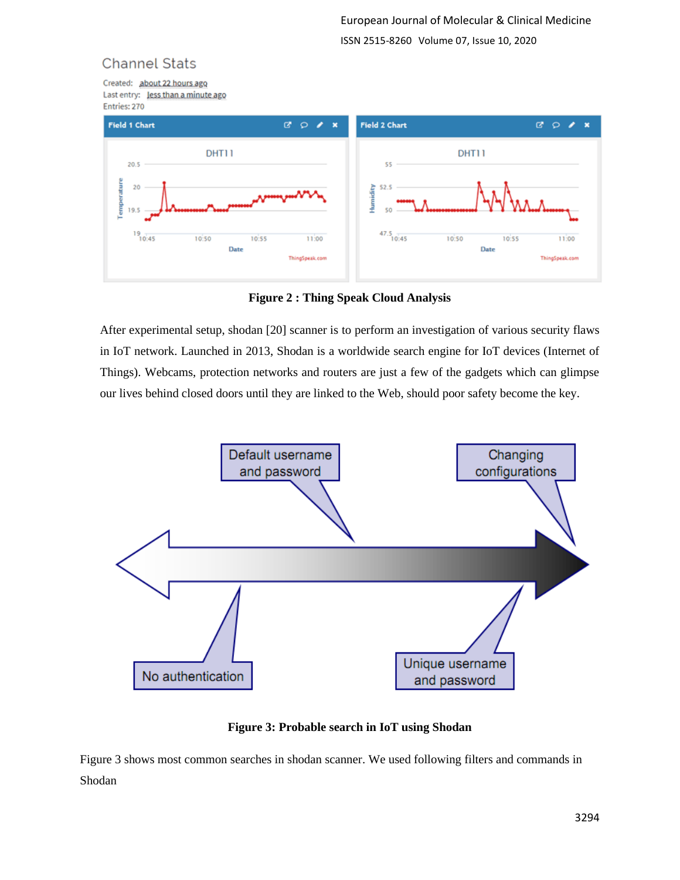**Figure 2 : Thing Speak Cloud Analysis**

After experimental setup, shodan [20] scanner is to perform an investigation of various security flaws in IoT network. Launched in 2013, Shodan is a worldwide search engine for IoT devices (Internet of Things). Webcams, protection networks and routers are just a few of the gadgets which can glimpse our lives behind closed doors until they are linked to the Web, should poor safety become the key.

**Figure 3: Probable search in IoT using Shodan**

Figure 3 shows most common searches in shodan scanner. We used following filters and commands in Shodan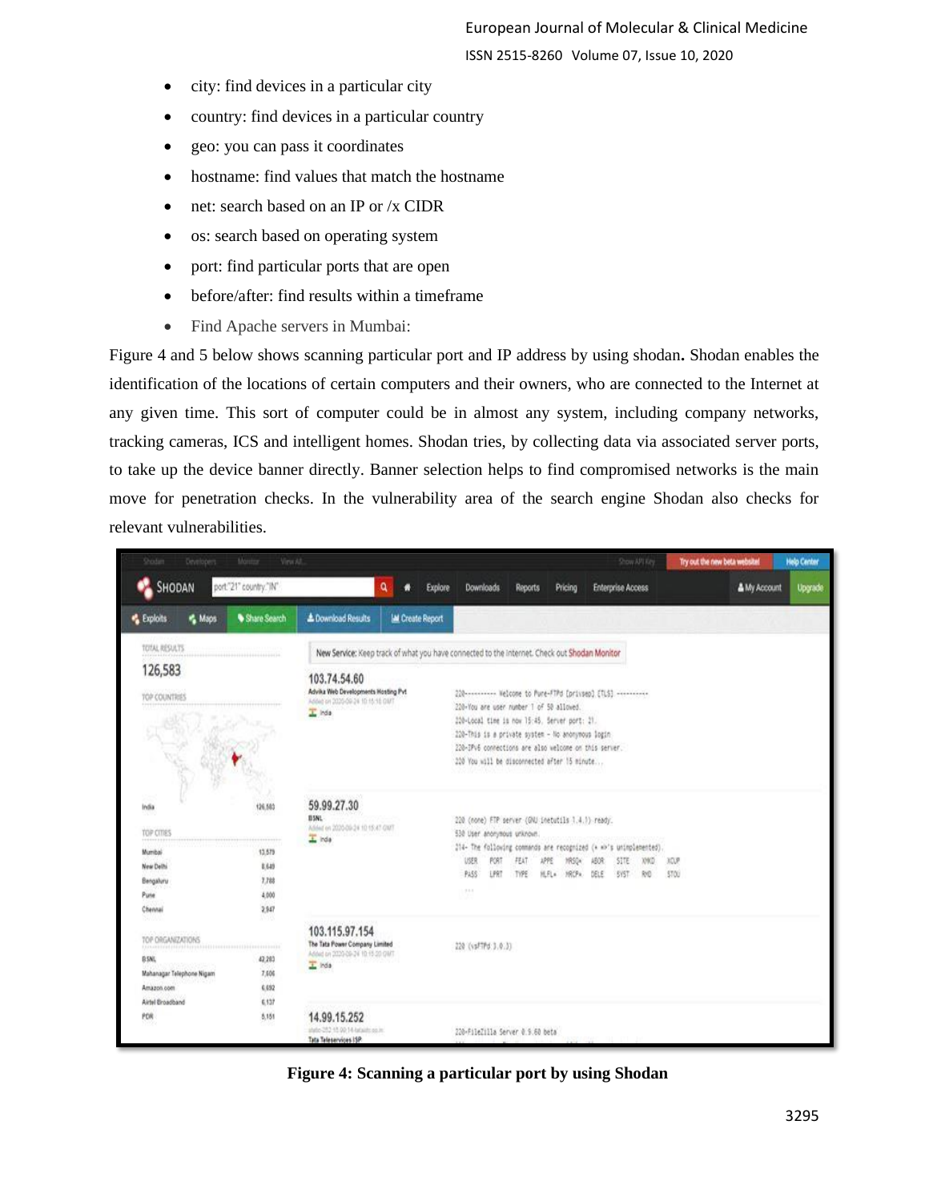- city: find devices in a particular city
- country: find devices in a particular country
- geo: you can pass it coordinates
- hostname: find values that match the hostname
- net: search based on an IP or /x CIDR
- os: search based on operating system
- port: find particular ports that are open
- before/after: find results within a timeframe
- Find Apache servers in Mumbai:

Figure 4 and 5 below shows scanning particular port and IP address by using shodan**.** Shodan enables the identification of the locations of certain computers and their owners, who are connected to the Internet at any given time. This sort of computer could be in almost any system, including company networks, tracking cameras, ICS and intelligent homes. Shodan tries, by collecting data via associated server ports, to take up the device banner directly. Banner selection helps to find compromised networks is the main move for penetration checks. In the vulnerability area of the search engine Shodan also checks for relevant vulnerabilities.

**Figure 4: Scanning a particular port by using Shodan**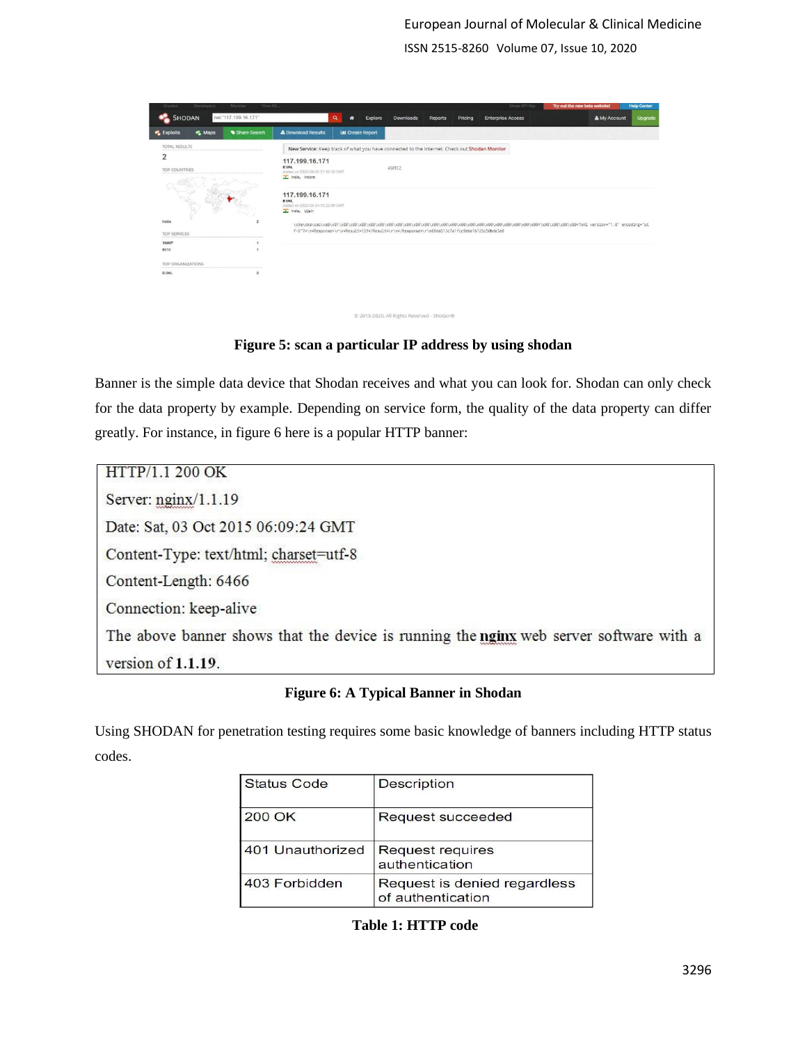**Figure 5: scan a particular IP address by using shodan**

Banner is the simple data device that Shodan receives and what you can look for. Shodan can only check for the data property by example. Depending on service form, the quality of the data property can differ greatly. For instance, in figure 6 here is a popular HTTP banner:

```
HTTP/1.1 200 OK
Server: nginx/1.1.19
Date: Sat, 03 Oct 2015 06:09:24 GMT
Content-Type: text/html; charset=utf-8
Content-Length: 6466
Connection: keep-alive
```

The above banner shows that the device is running the **nginx** web server software with a version of **1.1.19**.

**Figure 6: A Typical Banner in Shodan**

Using SHODAN for penetration testing requires some basic knowledge of banners including HTTP status codes.

| Status Code | Description |
|---|---|
| 200 OK | Request succeeded |
| 401 Unauthorized | Request requires authentication |
| 403 Forbidden | Request is denied regardless of authentication |

**Table 1: HTTP code**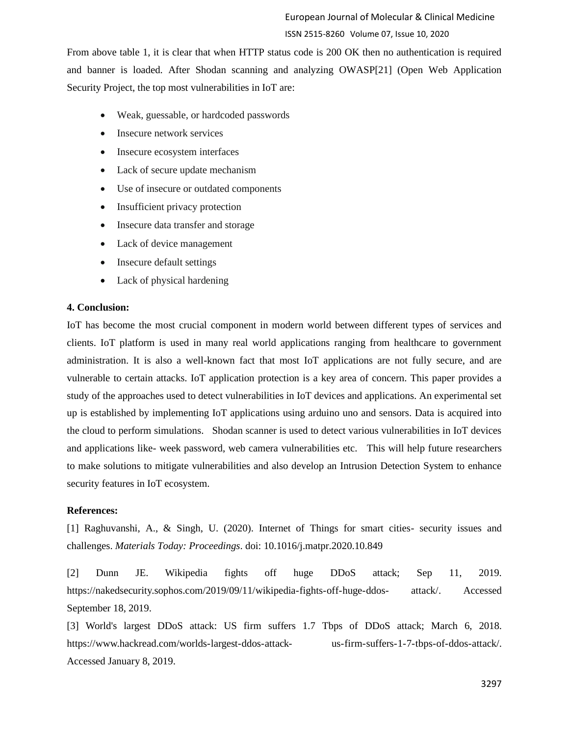From above table 1, it is clear that when HTTP status code is 200 OK then no authentication is required and banner is loaded. After Shodan scanning and analyzing OWASP[21] (Open Web Application Security Project, the top most vulnerabilities in IoT are:

- Weak, guessable, or hardcoded passwords
- Insecure network services
- Insecure ecosystem interfaces
- Lack of secure update mechanism
- Use of insecure or outdated components
- Insufficient privacy protection
- Insecure data transfer and storage
- Lack of device management
- Insecure default settings
- Lack of physical hardening

**4. Conclusion:**

IoT has become the most crucial component in modern world between different types of services and clients. IoT platform is used in many real world applications ranging from healthcare to government administration. It is also a well-known fact that most IoT applications are not fully secure, and are vulnerable to certain attacks. IoT application protection is a key area of concern. This paper provides a study of the approaches used to detect vulnerabilities in IoT devices and applications. An experimental set up is established by implementing IoT applications using arduino uno and sensors. Data is acquired into the cloud to perform simulations. Shodan scanner is used to detect various vulnerabilities in IoT devices and applications like- week password, web camera vulnerabilities etc. This will help future researchers to make solutions to mitigate vulnerabilities and also develop an Intrusion Detection System to enhance security features in IoT ecosystem.

**References:**

[1] Raghuvanshi, A., & Singh, U. (2020). Internet of Things for smart cities- security issues and challenges. *Materials Today: Proceedings*. doi: 10.1016/j.matpr.2020.10.849

[2] Dunn JE. Wikipedia fights off huge DDoS attack; Sep 11, 2019. https://nakedsecurity.sophos.com/2019/09/11/wikipedia-fights-off-huge-ddos- attack/. Accessed September 18, 2019.

[3] World's largest DDoS attack: US firm suffers 1.7 Tbps of DDoS attack; March 6, 2018. https://www.hackread.com/worlds-largest-ddos-attack- us-firm-suffers-1-7-tbps-of-ddos-attack/. Accessed January 8, 2019.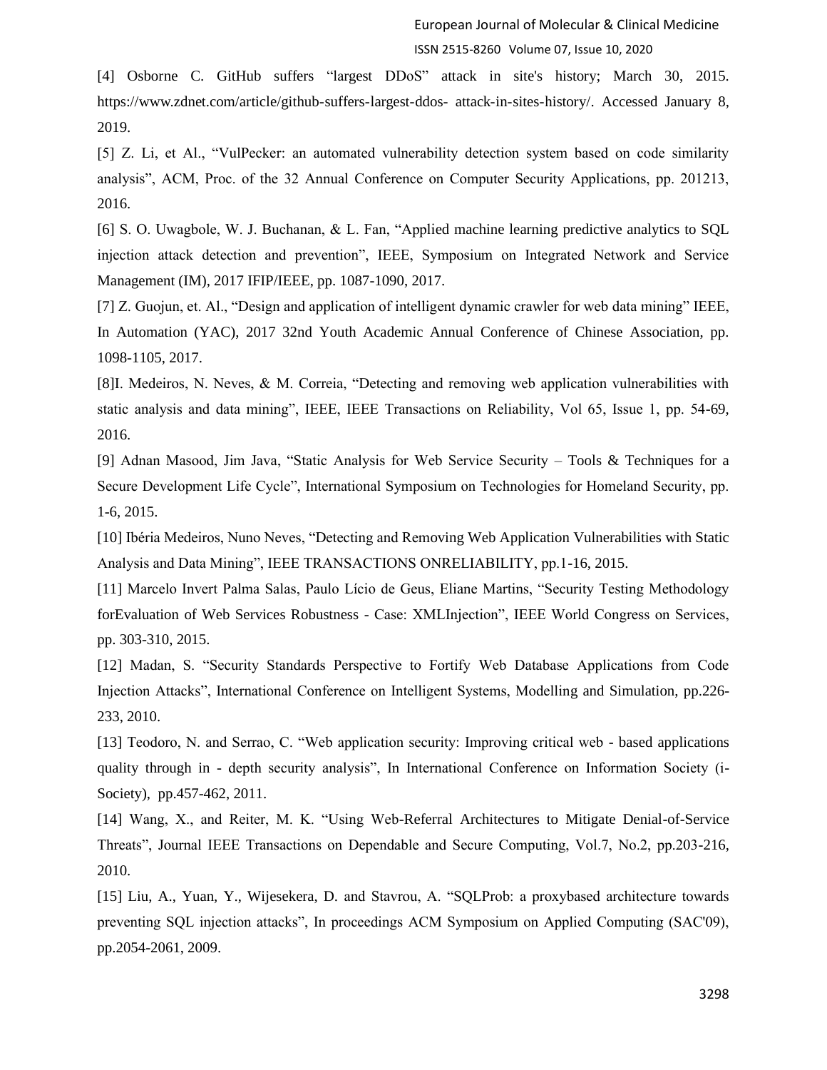[4] Osborne C. GitHub suffers "largest DDoS" attack in site's history; March 30, 2015. https://www.zdnet.com/article/github-suffers-largest-ddos- attack-in-sites-history/. Accessed January 8, 2019.

[5] Z. Li, et Al., "VulPecker: an automated vulnerability detection system based on code similarity analysis", ACM, Proc. of the 32 Annual Conference on Computer Security Applications, pp. 201213, 2016.

[6] S. O. Uwagbole, W. J. Buchanan, & L. Fan, "Applied machine learning predictive analytics to SQL injection attack detection and prevention", IEEE, Symposium on Integrated Network and Service Management (IM), 2017 IFIP/IEEE, pp. 1087-1090, 2017.

[7] Z. Guojun, et. Al., "Design and application of intelligent dynamic crawler for web data mining" IEEE, In Automation (YAC), 2017 32nd Youth Academic Annual Conference of Chinese Association, pp. 1098-1105, 2017.

[8]I. Medeiros, N. Neves, & M. Correia, "Detecting and removing web application vulnerabilities with static analysis and data mining", IEEE, IEEE Transactions on Reliability, Vol 65, Issue 1, pp. 54-69, 2016.

[9] Adnan Masood, Jim Java, "Static Analysis for Web Service Security – Tools & Techniques for a Secure Development Life Cycle", International Symposium on Technologies for Homeland Security, pp. 1-6, 2015.

[10] Ibéria Medeiros, Nuno Neves, "Detecting and Removing Web Application Vulnerabilities with Static Analysis and Data Mining", IEEE TRANSACTIONS ONRELIABILITY, pp.1-16, 2015.

[11] Marcelo Invert Palma Salas, Paulo Lício de Geus, Eliane Martins, "Security Testing Methodology forEvaluation of Web Services Robustness - Case: XMLInjection", IEEE World Congress on Services, pp. 303-310, 2015.

[12] Madan, S. "Security Standards Perspective to Fortify Web Database Applications from Code Injection Attacks", International Conference on Intelligent Systems, Modelling and Simulation, pp.226-233, 2010.

[13] Teodoro, N. and Serrao, C. "Web application security: Improving critical web - based applications quality through in - depth security analysis", In International Conference on Information Society (i-Society), pp.457-462, 2011.

[14] Wang, X., and Reiter, M. K. "Using Web-Referral Architectures to Mitigate Denial-of-Service Threats", Journal IEEE Transactions on Dependable and Secure Computing, Vol.7, No.2, pp.203-216, 2010.

[15] Liu, A., Yuan, Y., Wijesekera, D. and Stavrou, A. "SQLProb: a proxybased architecture towards preventing SQL injection attacks", In proceedings ACM Symposium on Applied Computing (SAC'09), pp.2054-2061, 2009.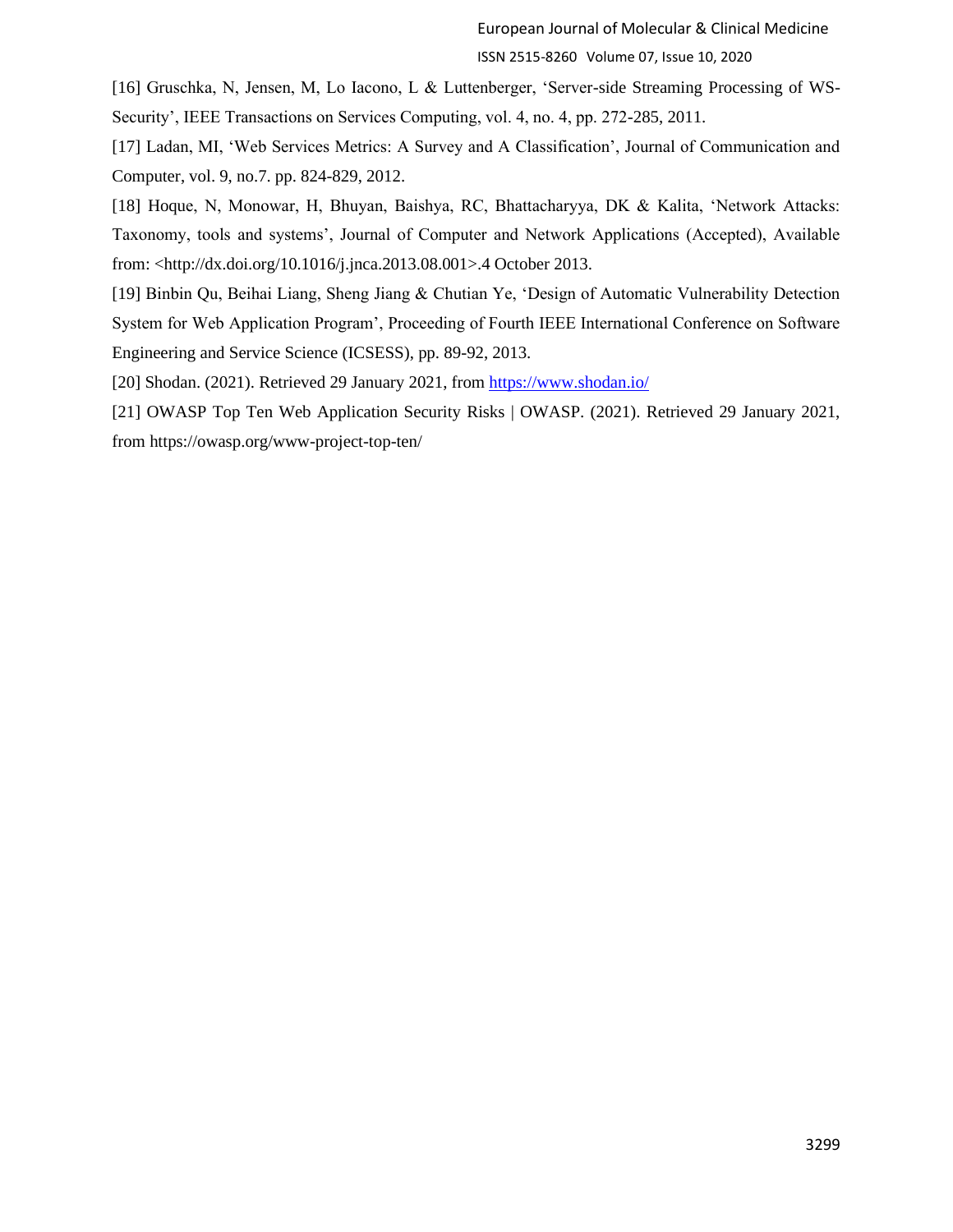[16] Gruschka, N, Jensen, M, Lo Iacono, L & Luttenberger, 'Server-side Streaming Processing of WS-Security', IEEE Transactions on Services Computing, vol. 4, no. 4, pp. 272-285, 2011.

[17] Ladan, MI, 'Web Services Metrics: A Survey and A Classification', Journal of Communication and Computer, vol. 9, no.7. pp. 824-829, 2012.

[18] Hoque, N, Monowar, H, Bhuyan, Baishya, RC, Bhattacharyya, DK & Kalita, 'Network Attacks: Taxonomy, tools and systems', Journal of Computer and Network Applications (Accepted), Available from: <http://dx.doi.org/10.1016/j.jnca.2013.08.001>.4 October 2013.

[19] Binbin Qu, Beihai Liang, Sheng Jiang & Chutian Ye, 'Design of Automatic Vulnerability Detection System for Web Application Program', Proceeding of Fourth IEEE International Conference on Software Engineering and Service Science (ICSESS), pp. 89-92, 2013.

[20] Shodan. (2021). Retrieved 29 January 2021, from https://www.shodan.io/

[21] OWASP Top Ten Web Application Security Risks | OWASP. (2021). Retrieved 29 January 2021, from https://owasp.org/www-project-top-ten/